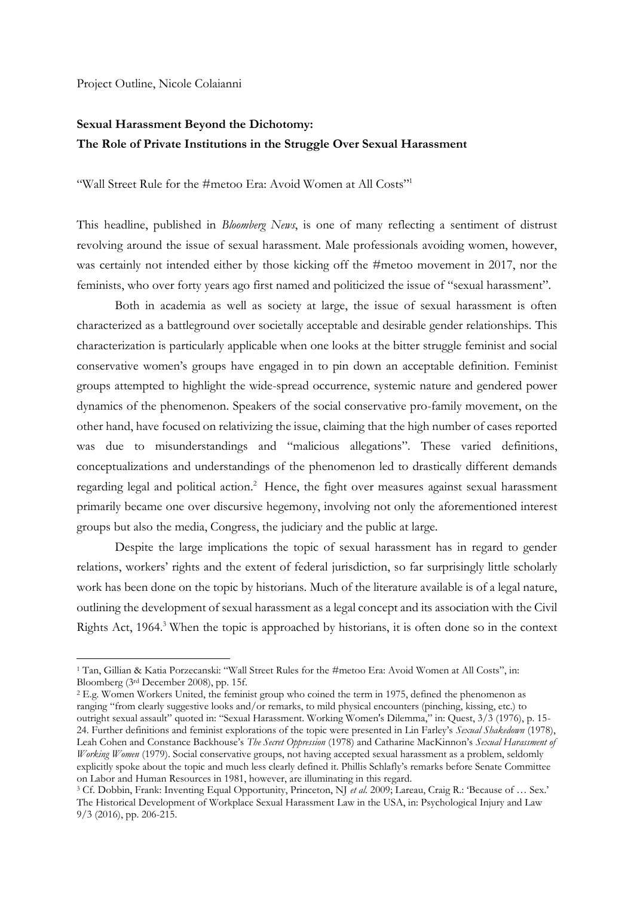Project Outline, Nicole Colaianni

**Sexual Harassment Beyond the Dichotomy:**
**The Role of Private Institutions in the Struggle Over Sexual Harassment**

"Wall Street Rule for the #metoo Era: Avoid Women at All Costs"[1]

This headline, published in *Bloomberg News*, is one of many reflecting a sentiment of distrust revolving around the issue of sexual harassment. Male professionals avoiding women, however, was certainly not intended either by those kicking off the #metoo movement in 2017, nor the feminists, who over forty years ago first named and politicized the issue of "sexual harassment".

Both in academia as well as society at large, the issue of sexual harassment is often characterized as a battleground over societally acceptable and desirable gender relationships. This characterization is particularly applicable when one looks at the bitter struggle feminist and social conservative women's groups have engaged in to pin down an acceptable definition. Feminist groups attempted to highlight the wide-spread occurrence, systemic nature and gendered power dynamics of the phenomenon. Speakers of the social conservative pro-family movement, on the other hand, have focused on relativizing the issue, claiming that the high number of cases reported was due to misunderstandings and "malicious allegations". These varied definitions, conceptualizations and understandings of the phenomenon led to drastically different demands regarding legal and political action.[2] Hence, the fight over measures against sexual harassment primarily became one over discursive hegemony, involving not only the aforementioned interest groups but also the media, Congress, the judiciary and the public at large.

Despite the large implications the topic of sexual harassment has in regard to gender relations, workers' rights and the extent of federal jurisdiction, so far surprisingly little scholarly work has been done on the topic by historians. Much of the literature available is of a legal nature, outlining the development of sexual harassment as a legal concept and its association with the Civil Rights Act, 1964.[3] When the topic is approached by historians, it is often done so in the context

---

[1] Tan, Gillian & Katia Porzecanski: "Wall Street Rules for the #metoo Era: Avoid Women at All Costs", in: Bloomberg (3rd December 2008), pp. 15f.

[2] E.g. Women Workers United, the feminist group who coined the term in 1975, defined the phenomenon as ranging "from clearly suggestive looks and/or remarks, to mild physical encounters (pinching, kissing, etc.) to outright sexual assault" quoted in: "Sexual Harassment. Working Women's Dilemma," in: Quest, 3/3 (1976), p. 15-24. Further definitions and feminist explorations of the topic were presented in Lin Farley's *Sexual Shakedown* (1978), Leah Cohen and Constance Backhouse's *The Secret Oppression* (1978) and Catharine MacKinnon's *Sexual Harassment of Working Women* (1979). Social conservative groups, not having accepted sexual harassment as a problem, seldomly explicitly spoke about the topic and much less clearly defined it. Phillis Schlafly's remarks before Senate Committee on Labor and Human Resources in 1981, however, are illuminating in this regard.

[3] Cf. Dobbin, Frank: Inventing Equal Opportunity, Princeton, NJ *et al.* 2009; Lareau, Craig R.: 'Because of … Sex.' The Historical Development of Workplace Sexual Harassment Law in the USA, in: Psychological Injury and Law 9/3 (2016), pp. 206-215.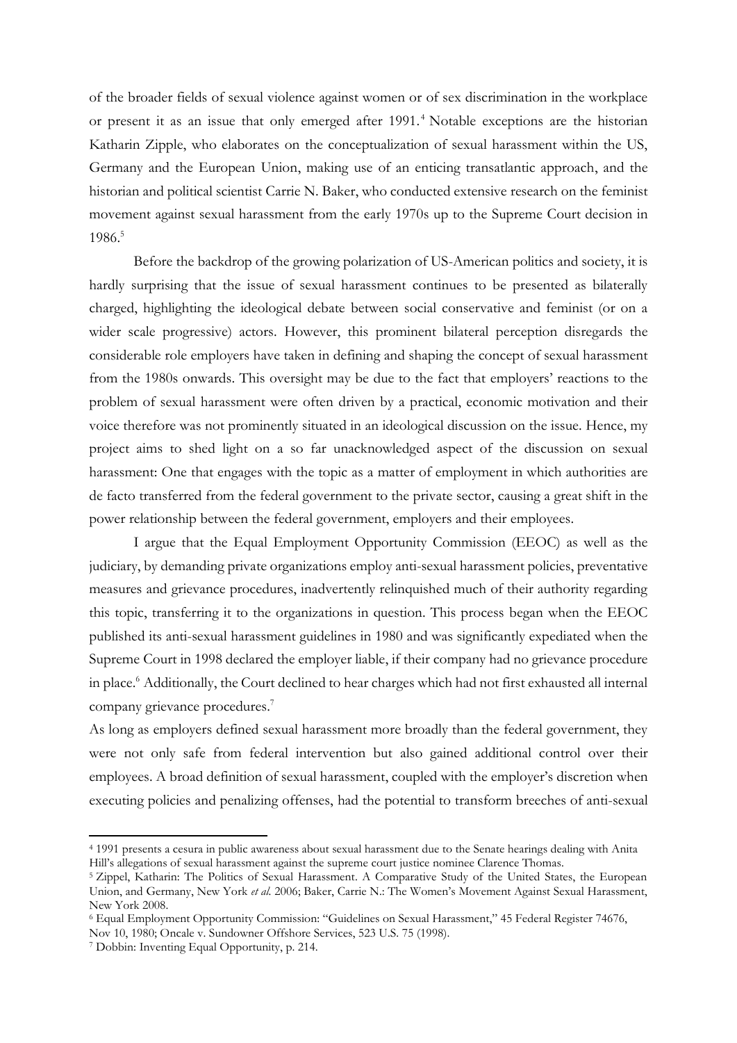of the broader fields of sexual violence against women or of sex discrimination in the workplace or present it as an issue that only emerged after 1991.[4] Notable exceptions are the historian Katharin Zipple, who elaborates on the conceptualization of sexual harassment within the US, Germany and the European Union, making use of an enticing transatlantic approach, and the historian and political scientist Carrie N. Baker, who conducted extensive research on the feminist movement against sexual harassment from the early 1970s up to the Supreme Court decision in 1986.[5]

Before the backdrop of the growing polarization of US-American politics and society, it is hardly surprising that the issue of sexual harassment continues to be presented as bilaterally charged, highlighting the ideological debate between social conservative and feminist (or on a wider scale progressive) actors. However, this prominent bilateral perception disregards the considerable role employers have taken in defining and shaping the concept of sexual harassment from the 1980s onwards. This oversight may be due to the fact that employers' reactions to the problem of sexual harassment were often driven by a practical, economic motivation and their voice therefore was not prominently situated in an ideological discussion on the issue. Hence, my project aims to shed light on a so far unacknowledged aspect of the discussion on sexual harassment: One that engages with the topic as a matter of employment in which authorities are de facto transferred from the federal government to the private sector, causing a great shift in the power relationship between the federal government, employers and their employees.

I argue that the Equal Employment Opportunity Commission (EEOC) as well as the judiciary, by demanding private organizations employ anti-sexual harassment policies, preventative measures and grievance procedures, inadvertently relinquished much of their authority regarding this topic, transferring it to the organizations in question. This process began when the EEOC published its anti-sexual harassment guidelines in 1980 and was significantly expediated when the Supreme Court in 1998 declared the employer liable, if their company had no grievance procedure in place.[6] Additionally, the Court declined to hear charges which had not first exhausted all internal company grievance procedures.[7]

As long as employers defined sexual harassment more broadly than the federal government, they were not only safe from federal intervention but also gained additional control over their employees. A broad definition of sexual harassment, coupled with the employer's discretion when executing policies and penalizing offenses, had the potential to transform breeches of anti-sexual

---

[4] 1991 presents a cesura in public awareness about sexual harassment due to the Senate hearings dealing with Anita Hill's allegations of sexual harassment against the supreme court justice nominee Clarence Thomas.

[5] Zippel, Katharin: The Politics of Sexual Harassment. A Comparative Study of the United States, the European Union, and Germany, New York *et al.* 2006; Baker, Carrie N.: The Women's Movement Against Sexual Harassment, New York 2008.

[6] Equal Employment Opportunity Commission: "Guidelines on Sexual Harassment," 45 Federal Register 74676, Nov 10, 1980; Oncale v. Sundowner Offshore Services, 523 U.S. 75 (1998).

[7] Dobbin: Inventing Equal Opportunity, p. 214.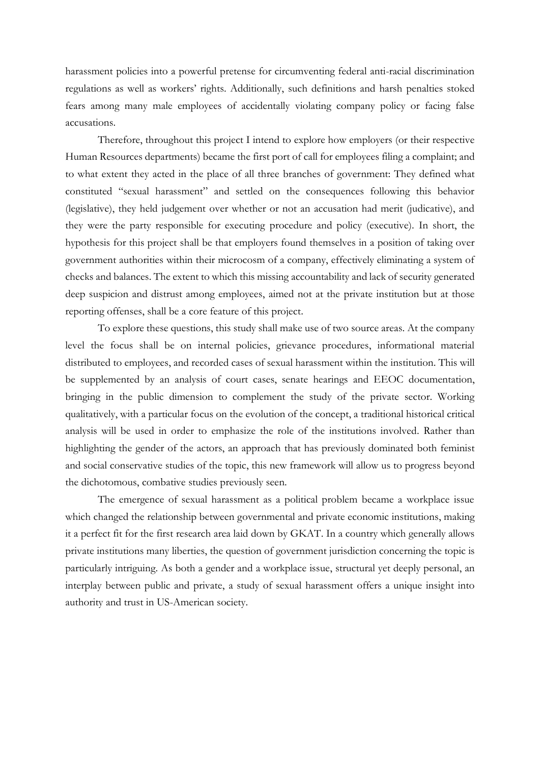harassment policies into a powerful pretense for circumventing federal anti-racial discrimination regulations as well as workers' rights. Additionally, such definitions and harsh penalties stoked fears among many male employees of accidentally violating company policy or facing false accusations.

Therefore, throughout this project I intend to explore how employers (or their respective Human Resources departments) became the first port of call for employees filing a complaint; and to what extent they acted in the place of all three branches of government: They defined what constituted "sexual harassment" and settled on the consequences following this behavior (legislative), they held judgement over whether or not an accusation had merit (judicative), and they were the party responsible for executing procedure and policy (executive). In short, the hypothesis for this project shall be that employers found themselves in a position of taking over government authorities within their microcosm of a company, effectively eliminating a system of checks and balances. The extent to which this missing accountability and lack of security generated deep suspicion and distrust among employees, aimed not at the private institution but at those reporting offenses, shall be a core feature of this project.

To explore these questions, this study shall make use of two source areas. At the company level the focus shall be on internal policies, grievance procedures, informational material distributed to employees, and recorded cases of sexual harassment within the institution. This will be supplemented by an analysis of court cases, senate hearings and EEOC documentation, bringing in the public dimension to complement the study of the private sector. Working qualitatively, with a particular focus on the evolution of the concept, a traditional historical critical analysis will be used in order to emphasize the role of the institutions involved. Rather than highlighting the gender of the actors, an approach that has previously dominated both feminist and social conservative studies of the topic, this new framework will allow us to progress beyond the dichotomous, combative studies previously seen.

The emergence of sexual harassment as a political problem became a workplace issue which changed the relationship between governmental and private economic institutions, making it a perfect fit for the first research area laid down by GKAT. In a country which generally allows private institutions many liberties, the question of government jurisdiction concerning the topic is particularly intriguing. As both a gender and a workplace issue, structural yet deeply personal, an interplay between public and private, a study of sexual harassment offers a unique insight into authority and trust in US-American society.